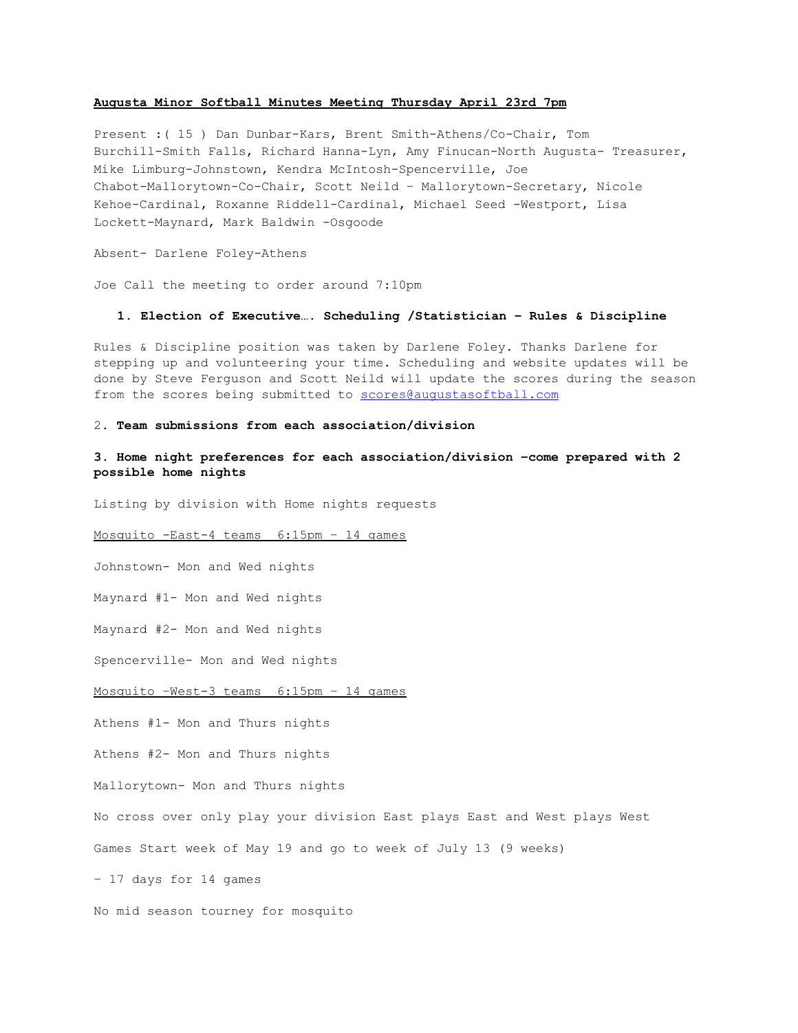**Augusta Minor Softball Minutes Meeting Thursday April 23rd 7pm**

Present :( 15 ) Dan Dunbar-Kars, Brent Smith-Athens/Co-Chair, Tom Burchill-Smith Falls, Richard Hanna-Lyn, Amy Finucan-North Augusta- Treasurer, Mike Limburg-Johnstown, Kendra McIntosh-Spencerville, Joe Chabot-Mallorytown-Co-Chair, Scott Neild – Mallorytown-Secretary, Nicole Kehoe-Cardinal, Roxanne Riddell-Cardinal, Michael Seed -Westport, Lisa Lockett-Maynard, Mark Baldwin -Osgoode

Absent- Darlene Foley-Athens

Joe Call the meeting to order around 7:10pm

1. **Election of Executive…. Scheduling /Statistician – Rules & Discipline**

Rules & Discipline position was taken by Darlene Foley. Thanks Darlene for stepping up and volunteering your time. Scheduling and website updates will be done by Steve Ferguson and Scott Neild will update the scores during the season from the scores being submitted to scores@augustasoftball.com

2. **Team submissions from each association/division**

3. **Home night preferences for each association/division –come prepared with 2 possible home nights**

Listing by division with Home nights requests

Mosquito -East-4 teams 6:15pm – 14 games

Johnstown- Mon and Wed nights

Maynard #1- Mon and Wed nights

Maynard #2- Mon and Wed nights

Spencerville- Mon and Wed nights

Mosquito -West-3 teams 6:15pm – 14 games

Athens #1- Mon and Thurs nights

Athens #2- Mon and Thurs nights

Mallorytown- Mon and Thurs nights

No cross over only play your division East plays East and West plays West

Games Start week of May 19 and go to week of July 13 (9 weeks)

- 17 days for 14 games

No mid season tourney for mosquito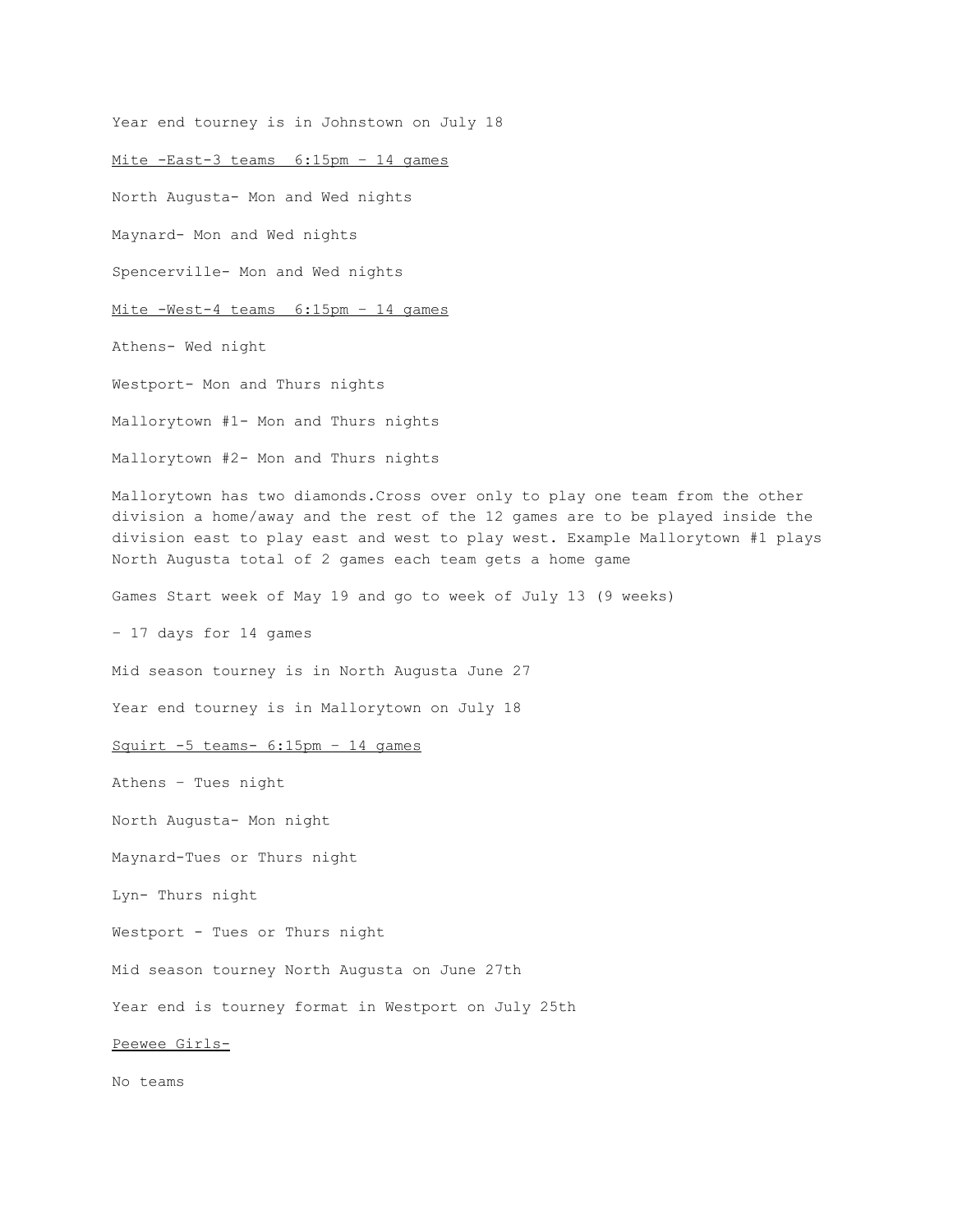Year end tourney is in Johnstown on July 18

<u>Mite -East-3 teams  6:15pm – 14 games</u>

North Augusta- Mon and Wed nights

Maynard- Mon and Wed nights

Spencerville- Mon and Wed nights

<u>Mite -West-4 teams  6:15pm – 14 games</u>

Athens- Wed night

Westport- Mon and Thurs nights

Mallorytown #1- Mon and Thurs nights

Mallorytown #2- Mon and Thurs nights

Mallorytown has two diamonds.Cross over only to play one team from the other division a home/away and the rest of the 12 games are to be played inside the division east to play east and west to play west. Example Mallorytown #1 plays North Augusta total of 2 games each team gets a home game

Games Start week of May 19 and go to week of July 13 (9 weeks)

– 17 days for 14 games

Mid season tourney is in North Augusta June 27

Year end tourney is in Mallorytown on July 18

<u>Squirt -5 teams- 6:15pm – 14 games</u>

Athens – Tues night

North Augusta- Mon night

Maynard-Tues or Thurs night

Lyn- Thurs night

Westport - Tues or Thurs night

Mid season tourney North Augusta on June 27th

Year end is tourney format in Westport on July 25th

<u>Peewee Girls-</u>

No teams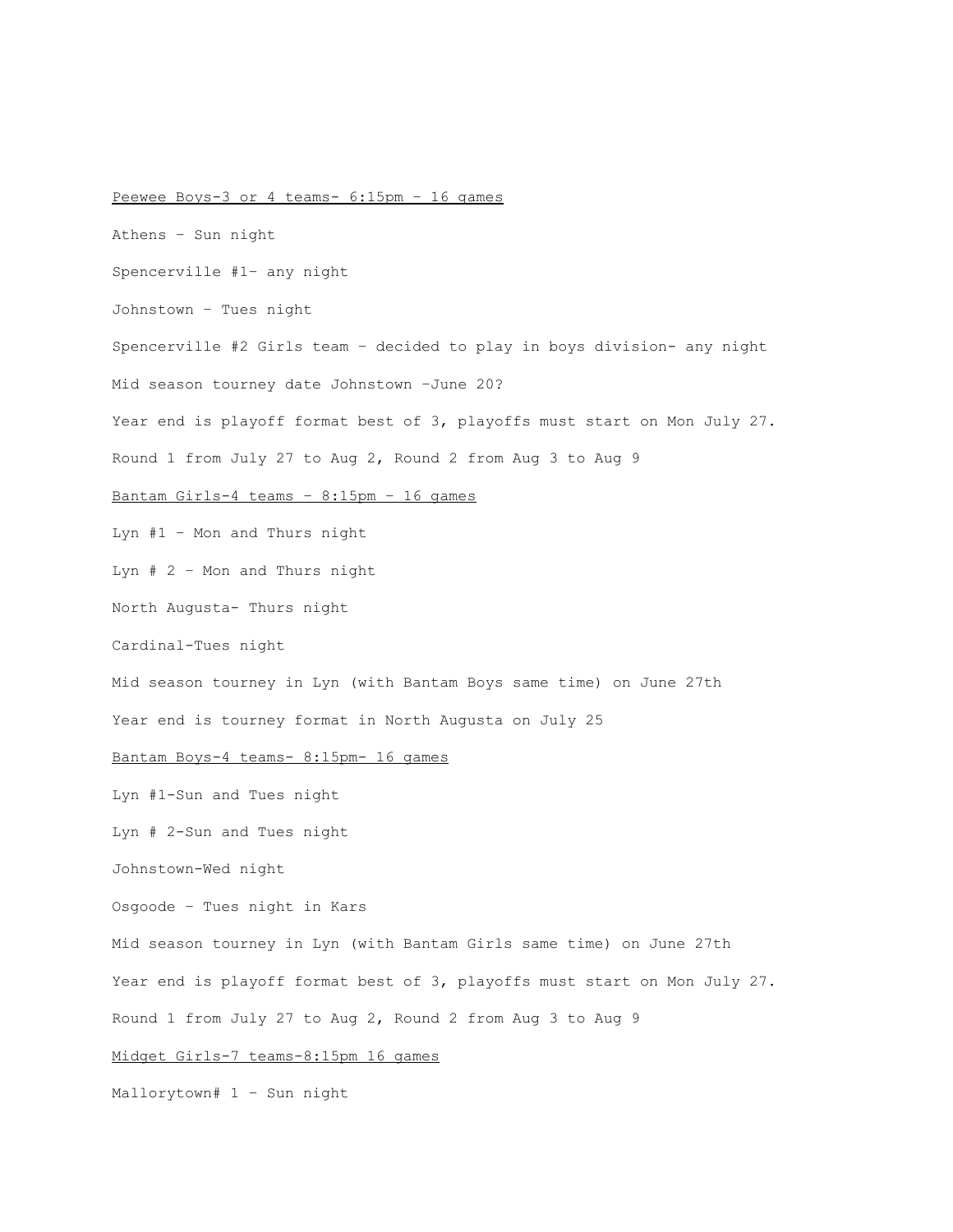<u>Peewee Boys-3 or 4 teams- 6:15pm – 16 games</u>

Athens – Sun night

Spencerville #1- any night

Johnstown – Tues night

Spencerville #2 Girls team – decided to play in boys division- any night

Mid season tourney date Johnstown –June 20?

Year end is playoff format best of 3, playoffs must start on Mon July 27.

Round 1 from July 27 to Aug 2, Round 2 from Aug 3 to Aug 9

<u>Bantam Girls-4 teams – 8:15pm – 16 games</u>

Lyn #1 – Mon and Thurs night

Lyn # 2 – Mon and Thurs night

North Augusta- Thurs night

Cardinal-Tues night

Mid season tourney in Lyn (with Bantam Boys same time) on June 27th

Year end is tourney format in North Augusta on July 25

<u>Bantam Boys-4 teams- 8:15pm- 16 games</u>

Lyn #1-Sun and Tues night

Lyn # 2-Sun and Tues night

Johnstown-Wed night

Osgoode – Tues night in Kars

Mid season tourney in Lyn (with Bantam Girls same time) on June 27th

Year end is playoff format best of 3, playoffs must start on Mon July 27.

Round 1 from July 27 to Aug 2, Round 2 from Aug 3 to Aug 9

<u>Midget Girls-7 teams-8:15pm 16 games</u>

Mallorytown# 1 – Sun night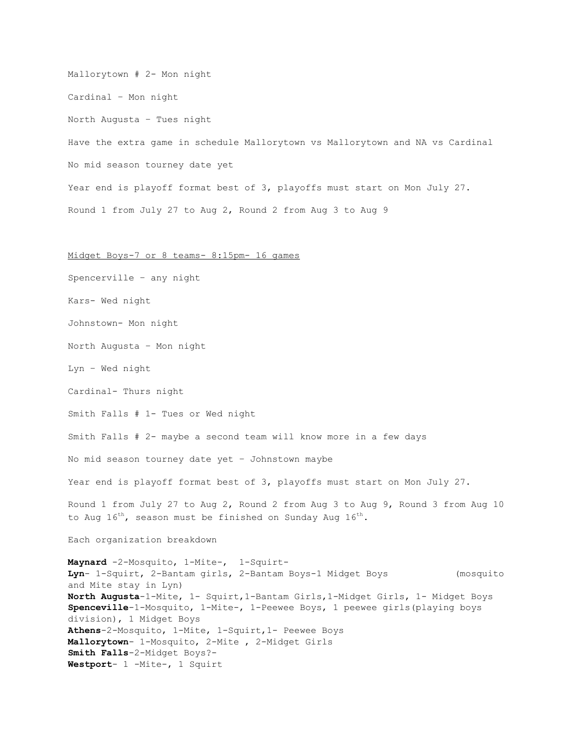Mallorytown # 2- Mon night

Cardinal – Mon night

North Augusta – Tues night

Have the extra game in schedule Mallorytown vs Mallorytown and NA vs Cardinal

No mid season tourney date yet

Year end is playoff format best of 3, playoffs must start on Mon July 27.

Round 1 from July 27 to Aug 2, Round 2 from Aug 3 to Aug 9

<u>Midget Boys-7 or 8 teams- 8:15pm- 16 games</u>

Spencerville – any night

Kars- Wed night

Johnstown- Mon night

North Augusta – Mon night

Lyn – Wed night

Cardinal- Thurs night

Smith Falls # 1- Tues or Wed night

Smith Falls # 2- maybe a second team will know more in a few days

No mid season tourney date yet – Johnstown maybe

Year end is playoff format best of 3, playoffs must start on Mon July 27.

Round 1 from July 27 to Aug 2, Round 2 from Aug 3 to Aug 9, Round 3 from Aug 10 to Aug 16th, season must be finished on Sunday Aug 16th.

Each organization breakdown

**Maynard** -2-Mosquito, 1-Mite-, 1-Squirt-
**Lyn**- 1-Squirt, 2-Bantam girls, 2-Bantam Boys-1 Midget Boys (mosquito and Mite stay in Lyn)
**North Augusta**-1-Mite, 1- Squirt,1-Bantam Girls,1-Midget Girls, 1- Midget Boys
**Spenceville**-1-Mosquito, 1-Mite-, 1-Peewee Boys, 1 peewee girls(playing boys division), 1 Midget Boys
**Athens**-2-Mosquito, 1-Mite, 1-Squirt,1- Peewee Boys
**Mallorytown**- 1-Mosquito, 2-Mite , 2-Midget Girls
**Smith Falls**-2-Midget Boys?-
**Westport**- 1 -Mite-, 1 Squirt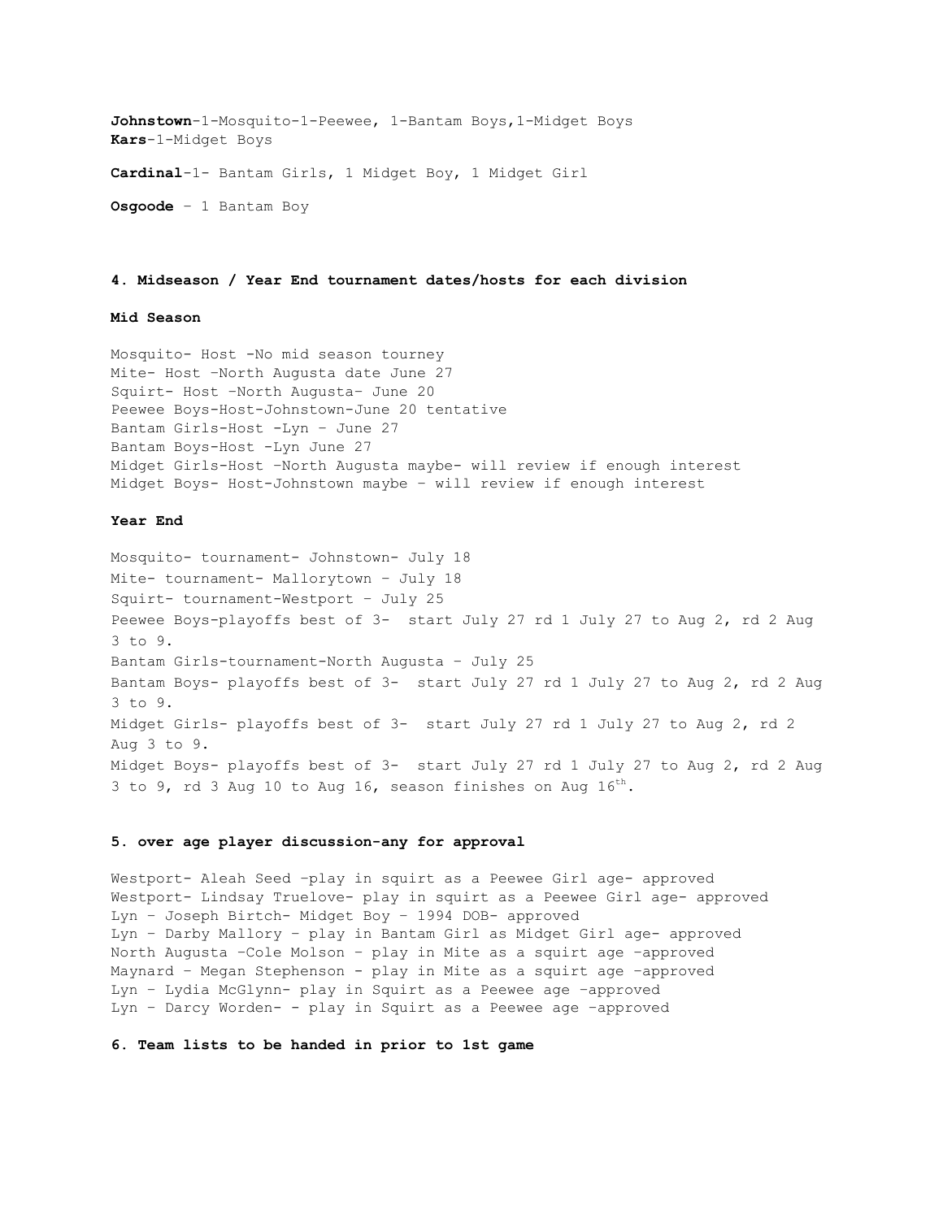**Johnstown**-1-Mosquito-1-Peewee, 1-Bantam Boys,1-Midget Boys
**Kars**-1-Midget Boys

**Cardinal**-1- Bantam Girls, 1 Midget Boy, 1 Midget Girl

**Osgoode** – 1 Bantam Boy

**4. Midseason / Year End tournament dates/hosts for each division**

**Mid Season**

Mosquito- Host -No mid season tourney
Mite- Host –North Augusta date June 27
Squirt- Host –North Augusta– June 20
Peewee Boys-Host-Johnstown-June 20 tentative
Bantam Girls-Host -Lyn – June 27
Bantam Boys-Host -Lyn June 27
Midget Girls-Host –North Augusta maybe- will review if enough interest
Midget Boys- Host-Johnstown maybe – will review if enough interest

**Year End**

Mosquito- tournament- Johnstown- July 18
Mite- tournament- Mallorytown – July 18
Squirt- tournament-Westport – July 25
Peewee Boys-playoffs best of 3- start July 27 rd 1 July 27 to Aug 2, rd 2 Aug 3 to 9.
Bantam Girls-tournament-North Augusta – July 25
Bantam Boys- playoffs best of 3- start July 27 rd 1 July 27 to Aug 2, rd 2 Aug 3 to 9.
Midget Girls- playoffs best of 3- start July 27 rd 1 July 27 to Aug 2, rd 2 Aug 3 to 9.
Midget Boys- playoffs best of 3- start July 27 rd 1 July 27 to Aug 2, rd 2 Aug 3 to 9, rd 3 Aug 10 to Aug 16, season finishes on Aug 16th.

**5. over age player discussion-any for approval**

Westport- Aleah Seed –play in squirt as a Peewee Girl age- approved
Westport- Lindsay Truelove- play in squirt as a Peewee Girl age- approved
Lyn – Joseph Birtch- Midget Boy – 1994 DOB- approved
Lyn – Darby Mallory – play in Bantam Girl as Midget Girl age- approved
North Augusta –Cole Molson – play in Mite as a squirt age –approved
Maynard – Megan Stephenson - play in Mite as a squirt age –approved
Lyn – Lydia McGlynn- play in Squirt as a Peewee age –approved
Lyn – Darcy Worden- - play in Squirt as a Peewee age –approved

**6. Team lists to be handed in prior to 1st game**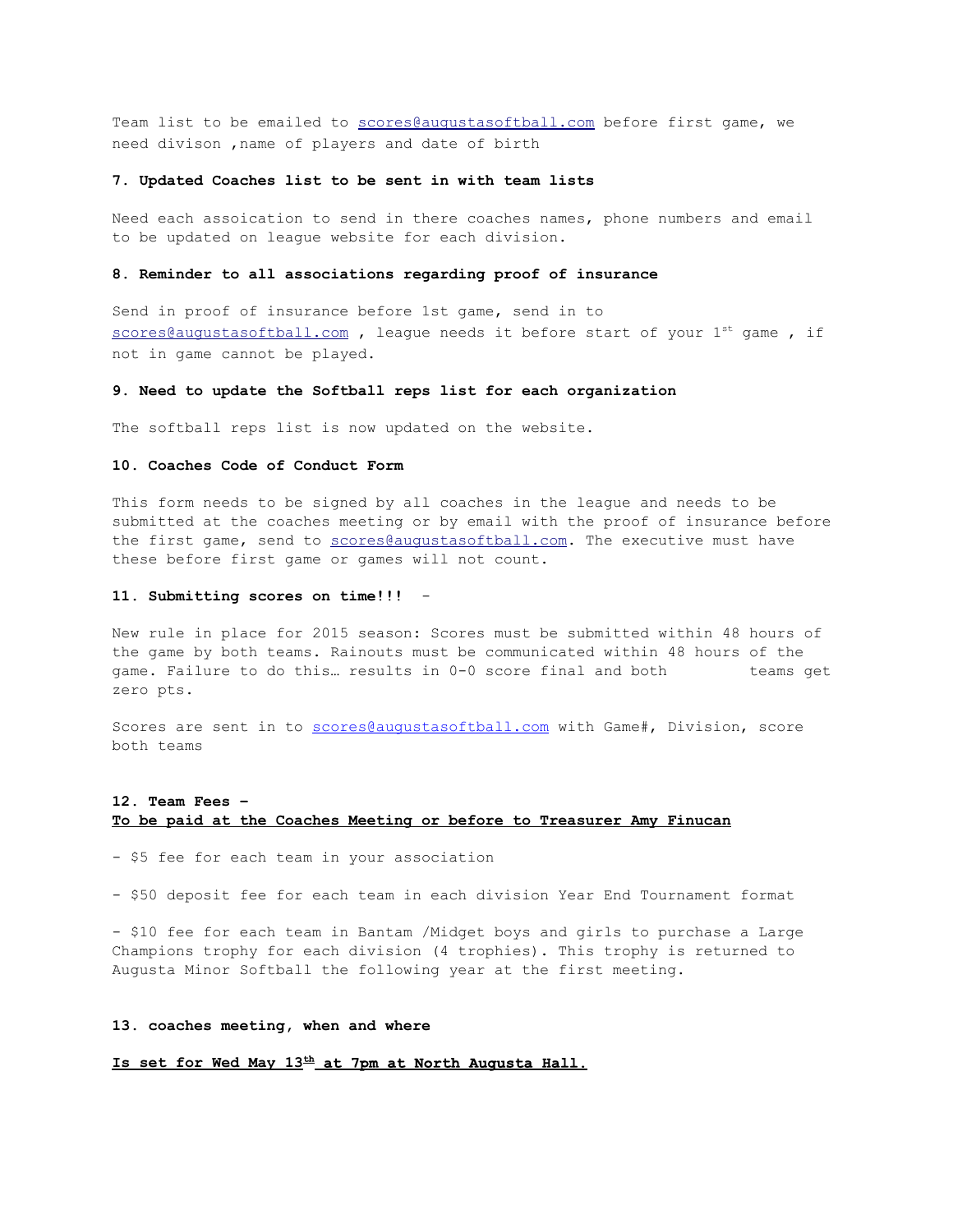Team list to be emailed to scores@augustasoftball.com before first game, we need divison ,name of players and date of birth

**7. Updated Coaches list to be sent in with team lists**

Need each assoication to send in there coaches names, phone numbers and email to be updated on league website for each division.

**8. Reminder to all associations regarding proof of insurance**

Send in proof of insurance before 1st game, send in to scores@augustasoftball.com , league needs it before start of your 1st game , if not in game cannot be played.

**9. Need to update the Softball reps list for each organization**

The softball reps list is now updated on the website.

**10. Coaches Code of Conduct Form**

This form needs to be signed by all coaches in the league and needs to be submitted at the coaches meeting or by email with the proof of insurance before the first game, send to scores@augustasoftball.com. The executive must have these before first game or games will not count.

**11. Submitting scores on time!!!** -

New rule in place for 2015 season: Scores must be submitted within 48 hours of the game by both teams. Rainouts must be communicated within 48 hours of the game. Failure to do this… results in 0-0 score final and both teams get zero pts.

Scores are sent in to scores@augustasoftball.com with Game#, Division, score both teams

**12. Team Fees –**
**To be paid at the Coaches Meeting or before to Treasurer Amy Finucan**

- $5 fee for each team in your association

- $50 deposit fee for each team in each division Year End Tournament format

- $10 fee for each team in Bantam /Midget boys and girls to purchase a Large Champions trophy for each division (4 trophies). This trophy is returned to Augusta Minor Softball the following year at the first meeting.

**13. coaches meeting, when and where**

**Is set for Wed May 13th at 7pm at North Augusta Hall.**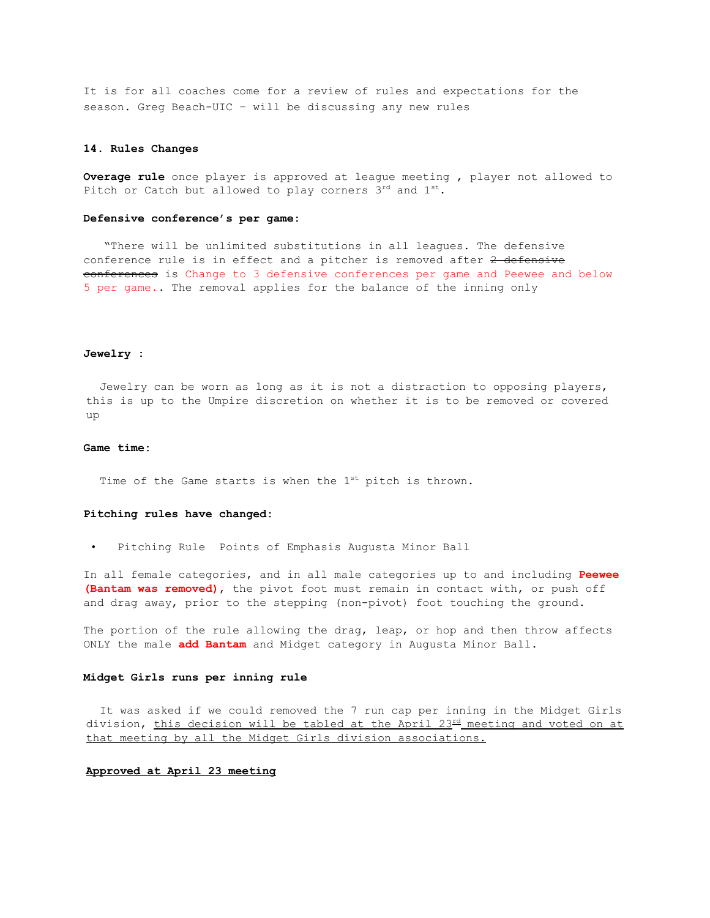It is for all coaches come for a review of rules and expectations for the season. Greg Beach-UIC – will be discussing any new rules

**14. Rules Changes**

**Overage rule** once player is approved at league meeting , player not allowed to Pitch or Catch but allowed to play corners 3rd and 1st.

**Defensive conference's per game:**

"There will be unlimited substitutions in all leagues. The defensive conference rule is in effect and a pitcher is removed after ~~2 defensive conferences~~ is Change to 3 defensive conferences per game and Peewee and below 5 per game.. The removal applies for the balance of the inning only

**Jewelry :**

Jewelry can be worn as long as it is not a distraction to opposing players, this is up to the Umpire discretion on whether it is to be removed or covered up

**Game time:**

Time of the Game starts is when the 1st pitch is thrown.

**Pitching rules have changed:**

- Pitching Rule Points of Emphasis Augusta Minor Ball

In all female categories, and in all male categories up to and including **Peewee (Bantam was removed)**, the pivot foot must remain in contact with, or push off and drag away, prior to the stepping (non-pivot) foot touching the ground.

The portion of the rule allowing the drag, leap, or hop and then throw affects ONLY the male **add Bantam** and Midget category in Augusta Minor Ball.

**Midget Girls runs per inning rule**

It was asked if we could removed the 7 run cap per inning in the Midget Girls division, <u>this decision will be tabled at the April 23rd meeting and voted on at that meeting by all the Midget Girls division associations.</u>

**<u>Approved at April 23 meeting</u>**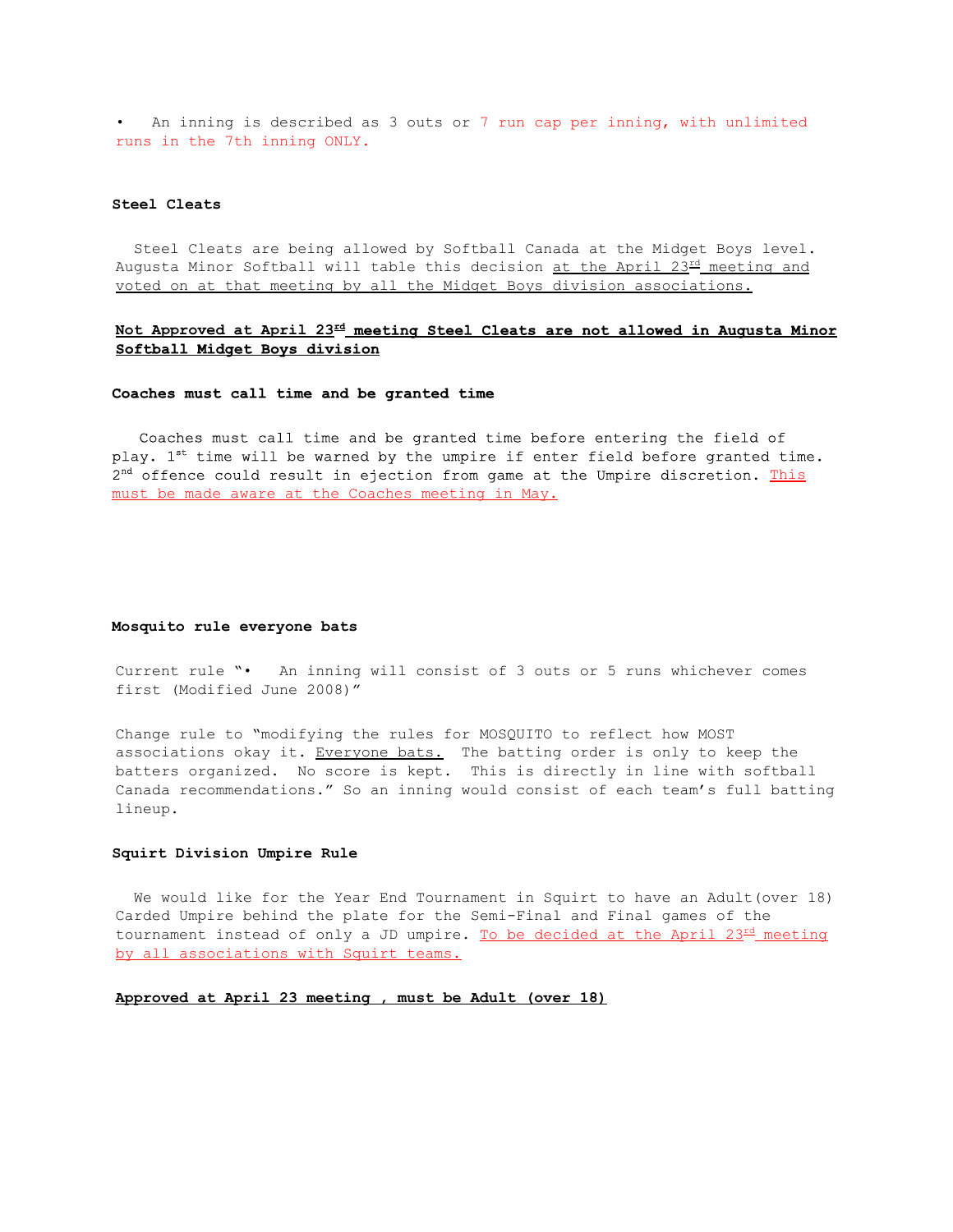• An inning is described as 3 outs or 7 run cap per inning, with unlimited runs in the 7th inning ONLY.

**Steel Cleats**

Steel Cleats are being allowed by Softball Canada at the Midget Boys level. Augusta Minor Softball will table this decision at the April 23rd meeting and voted on at that meeting by all the Midget Boys division associations.

**Not Approved at April 23rd meeting Steel Cleats are not allowed in Augusta Minor Softball Midget Boys division**

**Coaches must call time and be granted time**

Coaches must call time and be granted time before entering the field of play. 1st time will be warned by the umpire if enter field before granted time. 2nd offence could result in ejection from game at the Umpire discretion. This must be made aware at the Coaches meeting in May.

**Mosquito rule everyone bats**

Current rule "• An inning will consist of 3 outs or 5 runs whichever comes first (Modified June 2008)"

Change rule to "modifying the rules for MOSQUITO to reflect how MOST associations okay it. Everyone bats. The batting order is only to keep the batters organized. No score is kept. This is directly in line with softball Canada recommendations." So an inning would consist of each team's full batting lineup.

**Squirt Division Umpire Rule**

We would like for the Year End Tournament in Squirt to have an Adult(over 18) Carded Umpire behind the plate for the Semi-Final and Final games of the tournament instead of only a JD umpire. To be decided at the April 23rd meeting by all associations with Squirt teams.

**Approved at April 23 meeting , must be Adult (over 18)**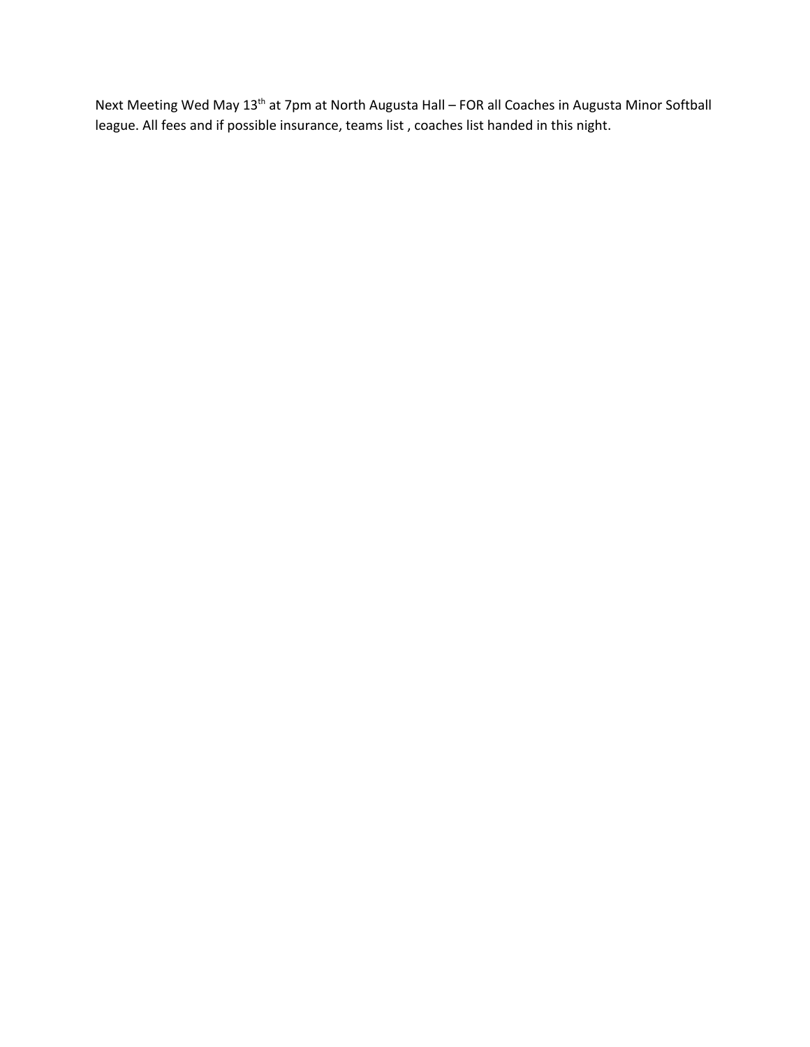Next Meeting Wed May 13th at 7pm at North Augusta Hall – FOR all Coaches in Augusta Minor Softball league. All fees and if possible insurance, teams list , coaches list handed in this night.